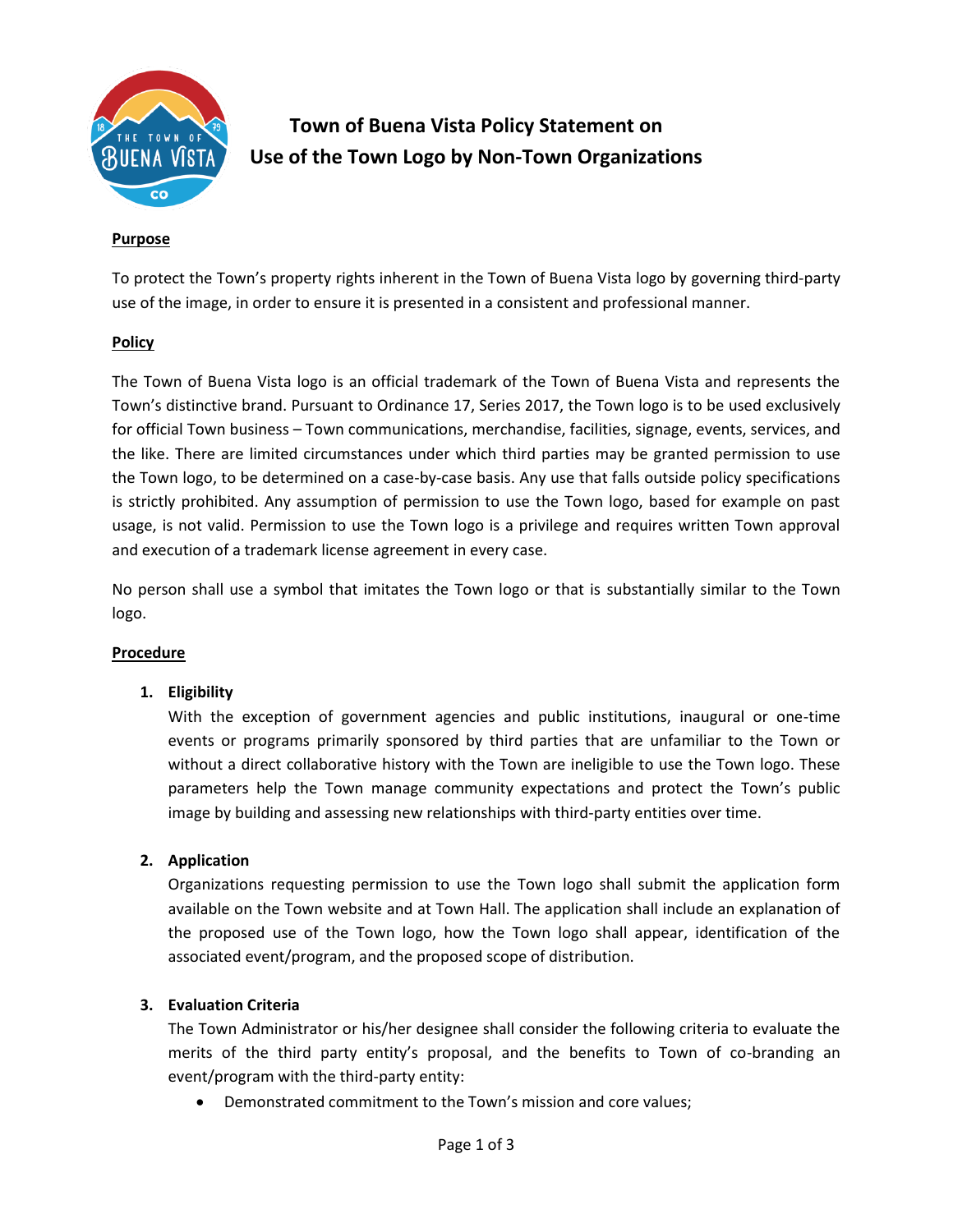# Town of Buena Vista Policy Statement on Use of the Town Logo by Non-Town Organizations

## Purpose

To protect the Town's property rights inherent in the Town of Buena Vista logo by governing third-party use of the image, in order to ensure it is presented in a consistent and professional manner.

## Policy

The Town of Buena Vista logo is an official trademark of the Town of Buena Vista and represents the Town's distinctive brand. Pursuant to Ordinance 17, Series 2017, the Town logo is to be used exclusively for official Town business – Town communications, merchandise, facilities, signage, events, services, and the like. There are limited circumstances under which third parties may be granted permission to use the Town logo, to be determined on a case-by-case basis. Any use that falls outside policy specifications is strictly prohibited. Any assumption of permission to use the Town logo, based for example on past usage, is not valid. Permission to use the Town logo is a privilege and requires written Town approval and execution of a trademark license agreement in every case.

No person shall use a symbol that imitates the Town logo or that is substantially similar to the Town logo.

## Procedure

1. **Eligibility**
   With the exception of government agencies and public institutions, inaugural or one-time events or programs primarily sponsored by third parties that are unfamiliar to the Town or without a direct collaborative history with the Town are ineligible to use the Town logo. These parameters help the Town manage community expectations and protect the Town's public image by building and assessing new relationships with third-party entities over time.

2. **Application**
   Organizations requesting permission to use the Town logo shall submit the application form available on the Town website and at Town Hall. The application shall include an explanation of the proposed use of the Town logo, how the Town logo shall appear, identification of the associated event/program, and the proposed scope of distribution.

3. **Evaluation Criteria**
   The Town Administrator or his/her designee shall consider the following criteria to evaluate the merits of the third party entity's proposal, and the benefits to Town of co-branding an event/program with the third-party entity:
   - Demonstrated commitment to the Town's mission and core values;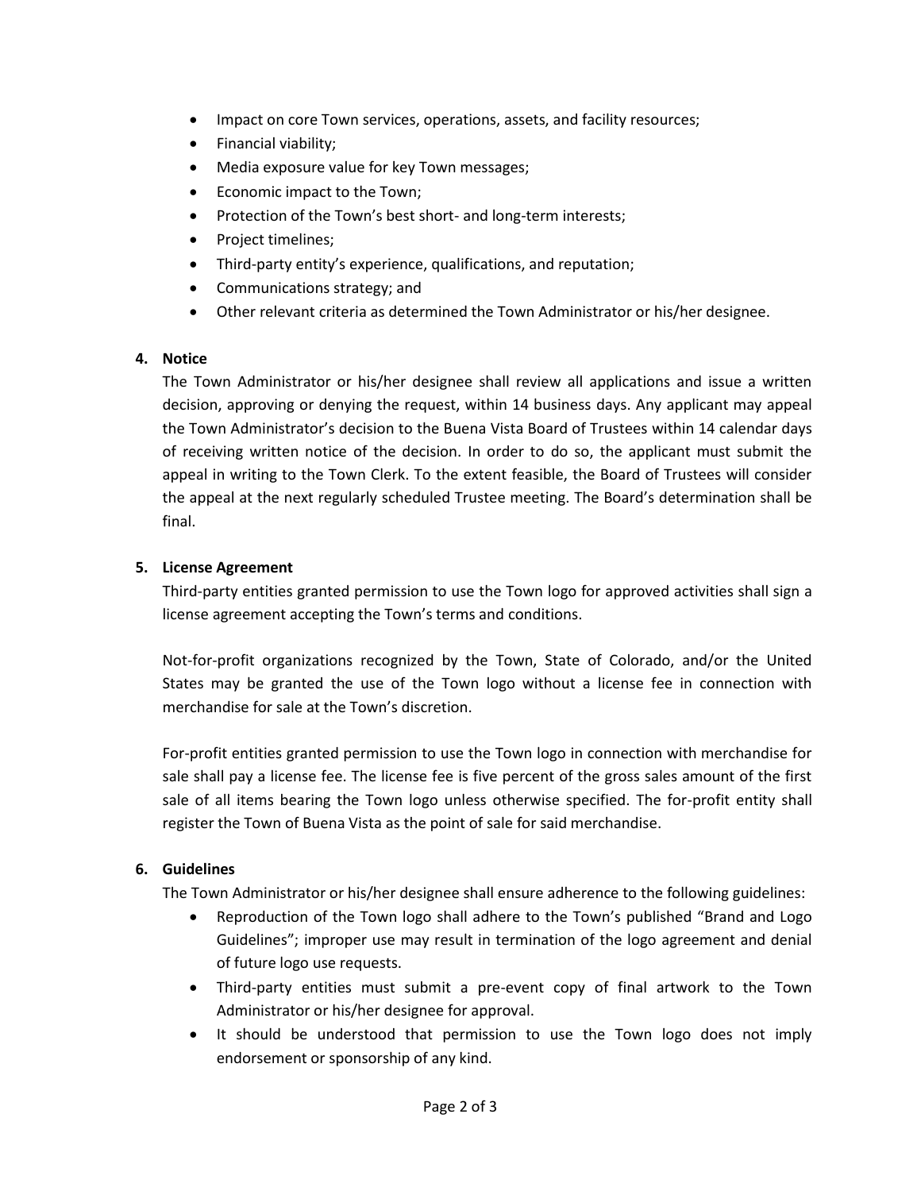- Impact on core Town services, operations, assets, and facility resources;
- Financial viability;
- Media exposure value for key Town messages;
- Economic impact to the Town;
- Protection of the Town's best short- and long-term interests;
- Project timelines;
- Third-party entity's experience, qualifications, and reputation;
- Communications strategy; and
- Other relevant criteria as determined the Town Administrator or his/her designee.

**4. Notice**

The Town Administrator or his/her designee shall review all applications and issue a written decision, approving or denying the request, within 14 business days. Any applicant may appeal the Town Administrator's decision to the Buena Vista Board of Trustees within 14 calendar days of receiving written notice of the decision. In order to do so, the applicant must submit the appeal in writing to the Town Clerk. To the extent feasible, the Board of Trustees will consider the appeal at the next regularly scheduled Trustee meeting. The Board's determination shall be final.

**5. License Agreement**

Third-party entities granted permission to use the Town logo for approved activities shall sign a license agreement accepting the Town's terms and conditions.

Not-for-profit organizations recognized by the Town, State of Colorado, and/or the United States may be granted the use of the Town logo without a license fee in connection with merchandise for sale at the Town's discretion.

For-profit entities granted permission to use the Town logo in connection with merchandise for sale shall pay a license fee. The license fee is five percent of the gross sales amount of the first sale of all items bearing the Town logo unless otherwise specified. The for-profit entity shall register the Town of Buena Vista as the point of sale for said merchandise.

**6. Guidelines**

The Town Administrator or his/her designee shall ensure adherence to the following guidelines:

- Reproduction of the Town logo shall adhere to the Town's published "Brand and Logo Guidelines"; improper use may result in termination of the logo agreement and denial of future logo use requests.
- Third-party entities must submit a pre-event copy of final artwork to the Town Administrator or his/her designee for approval.
- It should be understood that permission to use the Town logo does not imply endorsement or sponsorship of any kind.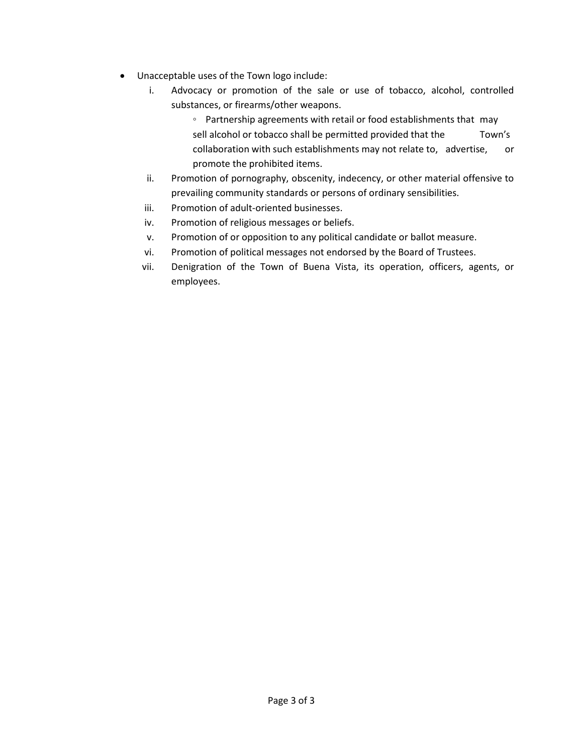- Unacceptable uses of the Town logo include:
    1. Advocacy or promotion of the sale or use of tobacco, alcohol, controlled substances, or firearms/other weapons.
        - Partnership agreements with retail or food establishments that may sell alcohol or tobacco shall be permitted provided that the Town's collaboration with such establishments may not relate to, advertise, or promote the prohibited items.
    2. Promotion of pornography, obscenity, indecency, or other material offensive to prevailing community standards or persons of ordinary sensibilities.
    3. Promotion of adult-oriented businesses.
    4. Promotion of religious messages or beliefs.
    5. Promotion of or opposition to any political candidate or ballot measure.
    6. Promotion of political messages not endorsed by the Board of Trustees.
    7. Denigration of the Town of Buena Vista, its operation, officers, agents, or employees.